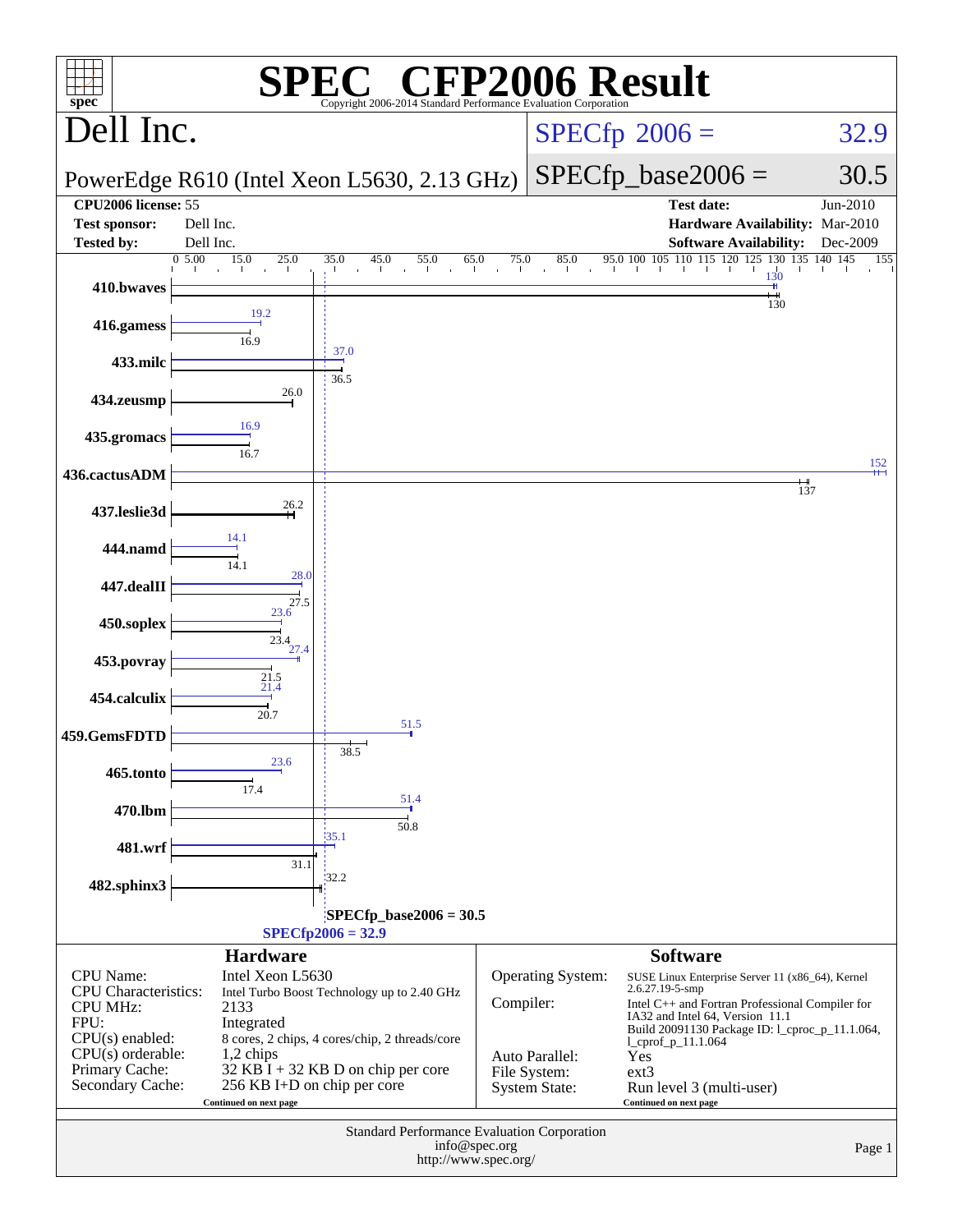# SPEC CFP2006 Result

Copyright 2006-2014 Standard Performance Evaluation Corporation

## Dell Inc.

PowerEdge R610 (Intel Xeon L5630, 2.13 GHz)

SPECfp 2006 = 32.9

SPECfp_base2006 = 30.5

| | | | |
|---|---|---|---|
| **CPU2006 license:** | 55 | **Test date:** | Jun-2010 |
| **Test sponsor:** | Dell Inc. | **Hardware Availability:** | Mar-2010 |
| **Tested by:** | Dell Inc. | **Software Availability:** | Dec-2009 |

| Benchmark | Peak | Base |
|---|---|---|
| 410.bwaves | 130 | 130 |
| 416.gamess | 19.2 | 16.9 |
| 433.milc | 37.0 | 36.5 |
| 434.zeusmp | | 26.0 |
| 435.gromacs | 16.9 | 16.7 |
| 436.cactusADM | 152 | 137 |
| 437.leslie3d | | 26.2 |
| 444.namd | 14.1 | 14.1 |
| 447.dealII | 28.0 | 27.5 |
| 450.soplex | 23.6 | 23.4 |
| 453.povray | 27.4 | 21.5 |
| 454.calculix | 21.4 | 20.7 |
| 459.GemsFDTD | 51.5 | 38.5 |
| 465.tonto | 23.6 | 17.4 |
| 470.lbm | 51.4 | 50.8 |
| 481.wrf | 35.1 | 31.1 |
| 482.sphinx3 | | 32.2 |

SPECfp_base2006 = 30.5

SPECfp2006 = 32.9

### Hardware

| | |
|---|---|
| CPU Name: | Intel Xeon L5630 |
| CPU Characteristics: | Intel Turbo Boost Technology up to 2.40 GHz |
| CPU MHz: | 2133 |
| FPU: | Integrated |
| CPU(s) enabled: | 8 cores, 2 chips, 4 cores/chip, 2 threads/core |
| CPU(s) orderable: | 1,2 chips |
| Primary Cache: | 32 KB I + 32 KB D on chip per core |
| Secondary Cache: | 256 KB I+D on chip per core |

Continued on next page

### Software

| | |
|---|---|
| Operating System: | SUSE Linux Enterprise Server 11 (x86_64), Kernel 2.6.27.19-5-smp |
| Compiler: | Intel C++ and Fortran Professional Compiler for IA32 and Intel 64, Version 11.1 Build 20091130 Package ID: l_cproc_p_11.1.064, l_cprof_p_11.1.064 |
| Auto Parallel: | Yes |
| File System: | ext3 |
| System State: | Run level 3 (multi-user) |

Continued on next page

Standard Performance Evaluation Corporation
info@spec.org
http://www.spec.org/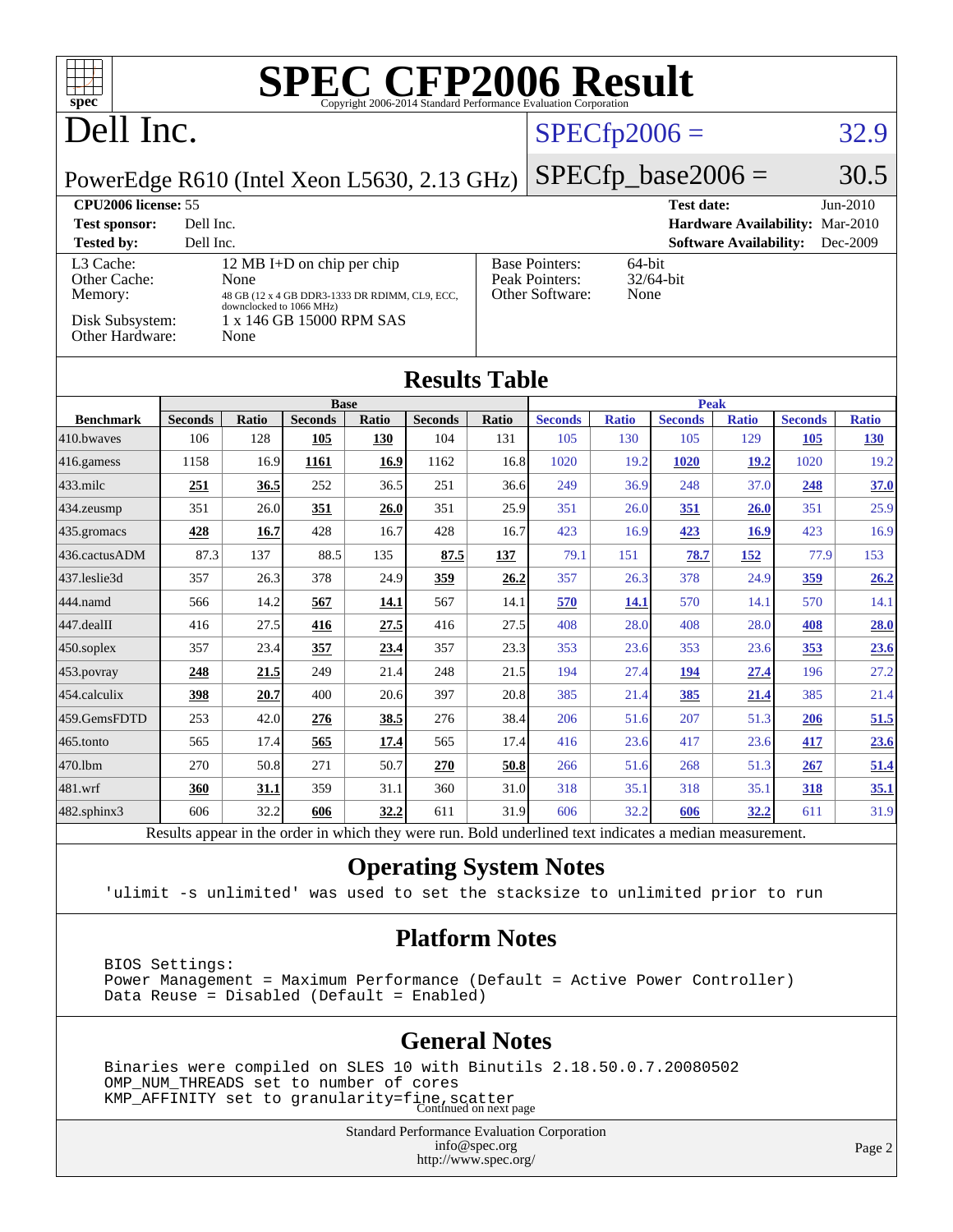# SPEC CFP2006 Result

Copyright 2006-2014 Standard Performance Evaluation Corporation

# Dell Inc.

PowerEdge R610 (Intel Xeon L5630, 2.13 GHz)

SPECfp2006 = 32.9

SPECfp_base2006 = 30.5

| | | | |
|---|---|---|---|
| **CPU2006 license:** 55 | | **Test date:** | Jun-2010 |
| **Test sponsor:** | Dell Inc. | **Hardware Availability:** | Mar-2010 |
| **Tested by:** | Dell Inc. | **Software Availability:** | Dec-2009 |

| | | | |
|---|---|---|---|
| L3 Cache: | 12 MB I+D on chip per chip | Base Pointers: | 64-bit |
| Other Cache: | None | Peak Pointers: | 32/64-bit |
| Memory: | 48 GB (12 x 4 GB DDR3-1333 DR RDIMM, CL9, ECC, downclocked to 1066 MHz) | Other Software: | None |
| Disk Subsystem: | 1 x 146 GB 15000 RPM SAS | | |
| Other Hardware: | None | | |

## Results Table

| Benchmark | Base | | | | | | Peak | | | | | |
|---|---|---|---|---|---|---|---|---|---|---|---|---|
| | Seconds | Ratio | Seconds | Ratio | Seconds | Ratio | Seconds | Ratio | Seconds | Ratio | Seconds | Ratio |
| 410.bwaves | 106 | 128 | **105** | **130** | 104 | 131 | 105 | 130 | 105 | 129 | **105** | **130** |
| 416.gamess | 1158 | 16.9 | **1161** | **16.9** | 1162 | 16.8 | 1020 | 19.2 | **1020** | **19.2** | 1020 | 19.2 |
| 433.milc | **251** | **36.5** | 252 | 36.5 | 251 | 36.6 | 249 | 36.9 | 248 | 37.0 | **248** | **37.0** |
| 434.zeusmp | 351 | 26.0 | **351** | **26.0** | 351 | 25.9 | 351 | 26.0 | **351** | **26.0** | 351 | 25.9 |
| 435.gromacs | **428** | **16.7** | 428 | 16.7 | 428 | 16.7 | 423 | 16.9 | **423** | **16.9** | 423 | 16.9 |
| 436.cactusADM | 87.3 | 137 | 88.5 | 135 | **87.5** | **137** | 79.1 | 151 | **78.7** | **152** | 77.9 | 153 |
| 437.leslie3d | 357 | 26.3 | 378 | 24.9 | **359** | **26.2** | 357 | 26.3 | 378 | 24.9 | **359** | **26.2** |
| 444.namd | 566 | 14.2 | **567** | **14.1** | 567 | 14.1 | **570** | **14.1** | 570 | 14.1 | 570 | 14.1 |
| 447.dealII | 416 | 27.5 | **416** | **27.5** | 416 | 27.5 | 408 | 28.0 | 408 | 28.0 | **408** | **28.0** |
| 450.soplex | 357 | 23.4 | **357** | **23.4** | 357 | 23.3 | 353 | 23.6 | 353 | 23.6 | **353** | **23.6** |
| 453.povray | **248** | **21.5** | 249 | 21.4 | 248 | 21.5 | 194 | 27.4 | **194** | **27.4** | 196 | 27.2 |
| 454.calculix | **398** | **20.7** | 400 | 20.6 | 397 | 20.8 | 385 | 21.4 | **385** | **21.4** | 385 | 21.4 |
| 459.GemsFDTD | 253 | 42.0 | **276** | **38.5** | 276 | 38.4 | 206 | 51.6 | 207 | 51.3 | **206** | **51.5** |
| 465.tonto | 565 | 17.4 | **565** | **17.4** | 565 | 17.4 | 416 | 23.6 | 417 | 23.6 | **417** | **23.6** |
| 470.lbm | 270 | 50.8 | 271 | 50.7 | **270** | **50.8** | 266 | 51.6 | 268 | 51.3 | **267** | **51.4** |
| 481.wrf | **360** | **31.1** | 359 | 31.1 | 360 | 31.0 | 318 | 35.1 | 318 | 35.1 | **318** | **35.1** |
| 482.sphinx3 | 606 | 32.2 | **606** | **32.2** | 611 | 31.9 | 606 | 32.2 | **606** | **32.2** | 611 | 31.9 |

Results appear in the order in which they were run. Bold underlined text indicates a median measurement.

## Operating System Notes

```
'ulimit -s unlimited' was used to set the stacksize to unlimited prior to run
```

## Platform Notes

```
BIOS Settings:
Power Management = Maximum Performance (Default = Active Power Controller)
Data Reuse = Disabled (Default = Enabled)
```

## General Notes

```
Binaries were compiled on SLES 10 with Binutils 2.18.50.0.7.20080502
OMP_NUM_THREADS set to number of cores
KMP_AFFINITY set to granularity=fine,scatter
```

Continued on next page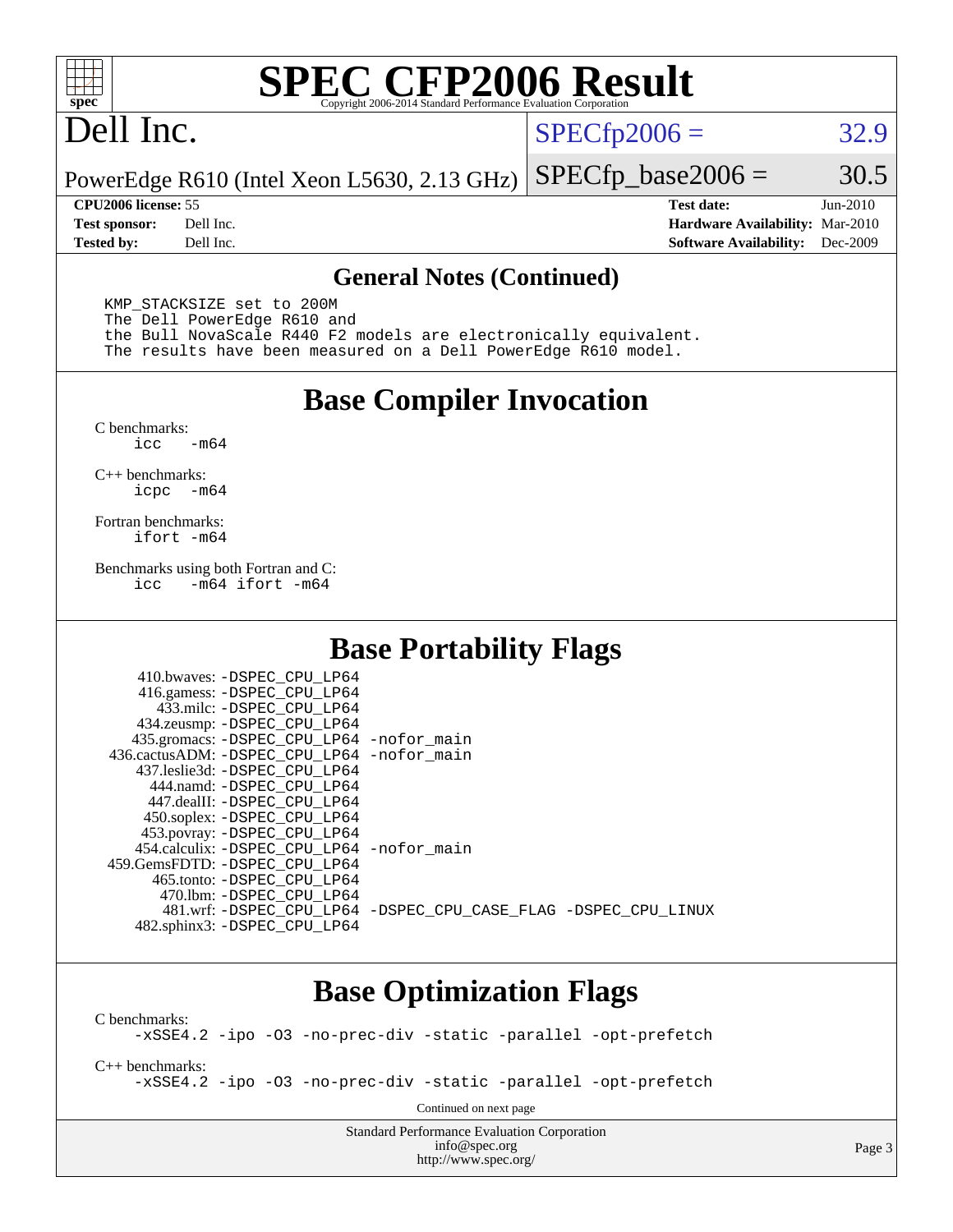# SPEC CFP2006 Result

Copyright 2006-2014 Standard Performance Evaluation Corporation

**Dell Inc.**

PowerEdge R610 (Intel Xeon L5630, 2.13 GHz)

SPECfp2006 = 32.9

SPECfp_base2006 = 30.5

| | | | |
|---|---|---|---|
| **CPU2006 license:** 55 | | **Test date:** | Jun-2010 |
| **Test sponsor:** | Dell Inc. | **Hardware Availability:** | Mar-2010 |
| **Tested by:** | Dell Inc. | **Software Availability:** | Dec-2009 |

## General Notes (Continued)

```
KMP_STACKSIZE set to 200M
The Dell PowerEdge R610 and
the Bull NovaScale R440 F2 models are electronically equivalent.
The results have been measured on a Dell PowerEdge R610 model.
```

## Base Compiler Invocation

C benchmarks:
```
icc   -m64
```

C++ benchmarks:
```
icpc  -m64
```

Fortran benchmarks:
```
ifort -m64
```

Benchmarks using both Fortran and C:
```
icc   -m64 ifort -m64
```

## Base Portability Flags

```
  410.bwaves: -DSPEC_CPU_LP64
  416.gamess: -DSPEC_CPU_LP64
   433.milc: -DSPEC_CPU_LP64
 434.zeusmp: -DSPEC_CPU_LP64
435.gromacs: -DSPEC_CPU_LP64 -nofor_main
436.cactusADM: -DSPEC_CPU_LP64 -nofor_main
437.leslie3d: -DSPEC_CPU_LP64
   444.namd: -DSPEC_CPU_LP64
  447.dealII: -DSPEC_CPU_LP64
  450.soplex: -DSPEC_CPU_LP64
  453.povray: -DSPEC_CPU_LP64
454.calculix: -DSPEC_CPU_LP64 -nofor_main
459.GemsFDTD: -DSPEC_CPU_LP64
  465.tonto: -DSPEC_CPU_LP64
    470.lbm: -DSPEC_CPU_LP64
    481.wrf: -DSPEC_CPU_LP64 -DSPEC_CPU_CASE_FLAG -DSPEC_CPU_LINUX
 482.sphinx3: -DSPEC_CPU_LP64
```

## Base Optimization Flags

C benchmarks:
```
-xSSE4.2 -ipo -O3 -no-prec-div -static -parallel -opt-prefetch
```

C++ benchmarks:
```
-xSSE4.2 -ipo -O3 -no-prec-div -static -parallel -opt-prefetch
```

Continued on next page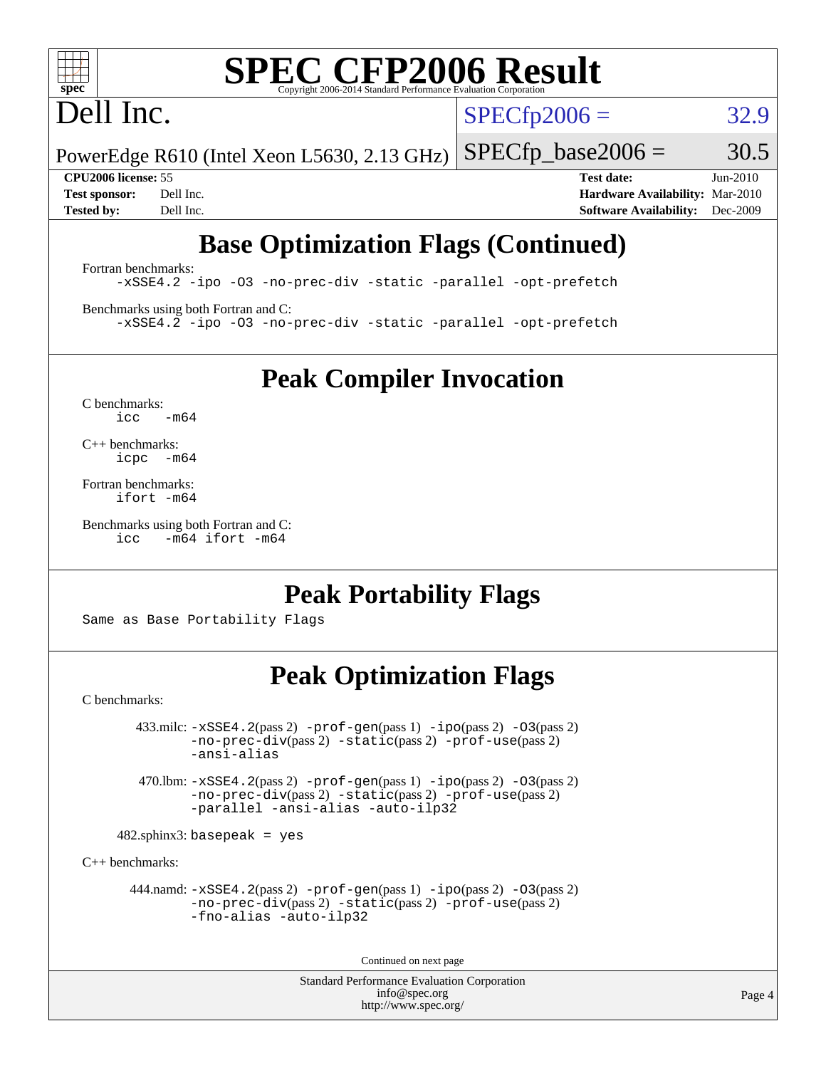# SPEC CFP2006 Result

Copyright 2006-2014 Standard Performance Evaluation Corporation

## Dell Inc.

PowerEdge R610 (Intel Xeon L5630, 2.13 GHz)

SPECfp2006 = 32.9

SPECfp_base2006 = 30.5

| | | | |
|---|---|---|---|
| **CPU2006 license:** | 55 | **Test date:** | Jun-2010 |
| **Test sponsor:** | Dell Inc. | **Hardware Availability:** | Mar-2010 |
| **Tested by:** | Dell Inc. | **Software Availability:** | Dec-2009 |

## Base Optimization Flags (Continued)

Fortran benchmarks:

```
-xSSE4.2 -ipo -O3 -no-prec-div -static -parallel -opt-prefetch
```

Benchmarks using both Fortran and C:

```
-xSSE4.2 -ipo -O3 -no-prec-div -static -parallel -opt-prefetch
```

## Peak Compiler Invocation

C benchmarks:

```
icc   -m64
```

C++ benchmarks:

```
icpc  -m64
```

Fortran benchmarks:

```
ifort -m64
```

Benchmarks using both Fortran and C:

```
icc   -m64 ifort -m64
```

## Peak Portability Flags

Same as Base Portability Flags

## Peak Optimization Flags

C benchmarks:

433.milc: -xSSE4.2(pass 2) -prof-gen(pass 1) -ipo(pass 2) -O3(pass 2) -no-prec-div(pass 2) -static(pass 2) -prof-use(pass 2) -ansi-alias

470.lbm: -xSSE4.2(pass 2) -prof-gen(pass 1) -ipo(pass 2) -O3(pass 2) -no-prec-div(pass 2) -static(pass 2) -prof-use(pass 2) -parallel -ansi-alias -auto-ilp32

482.sphinx3: basepeak = yes

C++ benchmarks:

444.namd: -xSSE4.2(pass 2) -prof-gen(pass 1) -ipo(pass 2) -O3(pass 2) -no-prec-div(pass 2) -static(pass 2) -prof-use(pass 2) -fno-alias -auto-ilp32

Continued on next page

Standard Performance Evaluation Corporation
info@spec.org
http://www.spec.org/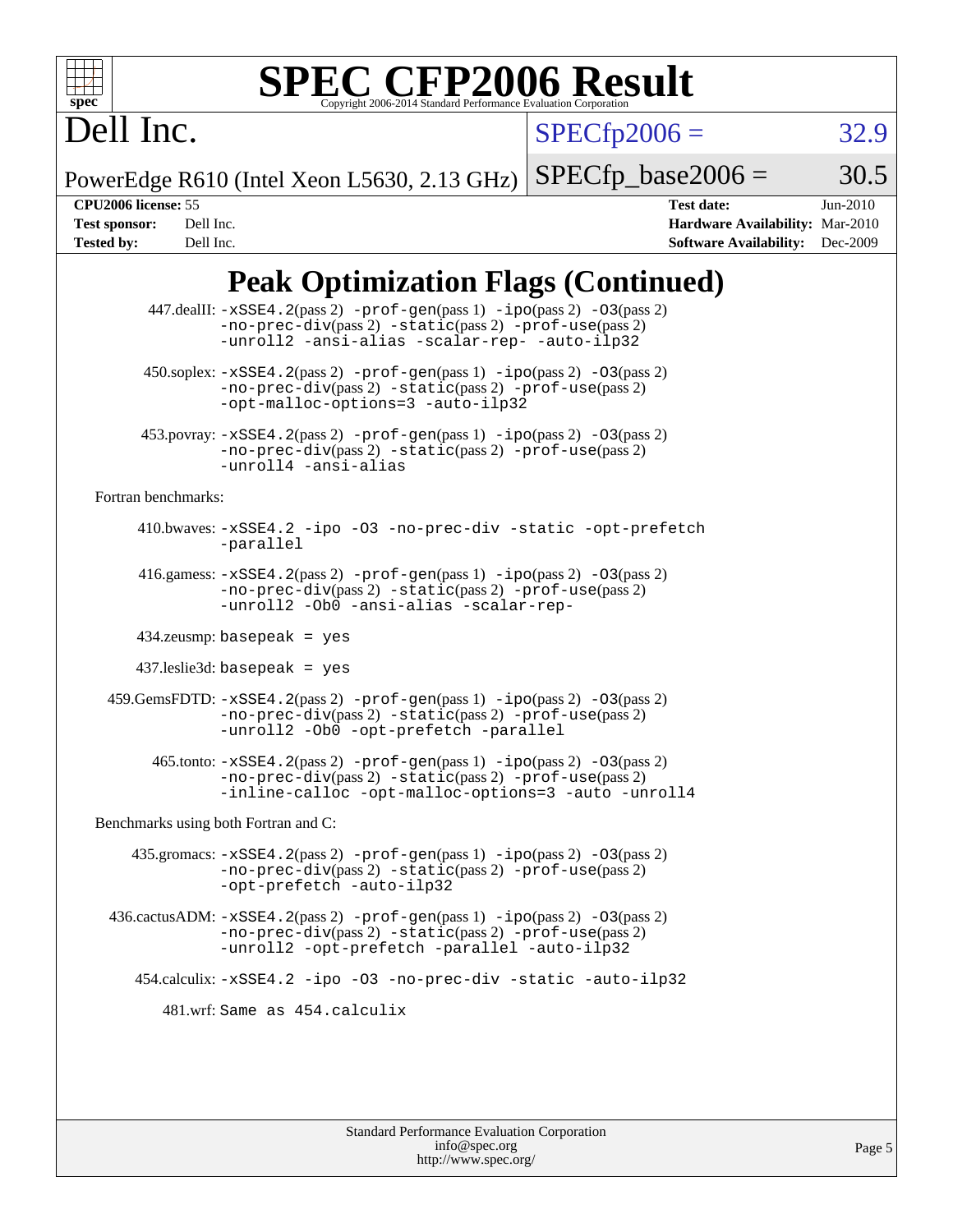# SPEC CFP2006 Result

Copyright 2006-2014 Standard Performance Evaluation Corporation

**Dell Inc.**

PowerEdge R610 (Intel Xeon L5630, 2.13 GHz)

SPECfp2006 = 32.9

SPECfp_base2006 = 30.5

| | | | |
|---|---|---|---|
| **CPU2006 license:** | 55 | **Test date:** | Jun-2010 |
| **Test sponsor:** | Dell Inc. | **Hardware Availability:** | Mar-2010 |
| **Tested by:** | Dell Inc. | **Software Availability:** | Dec-2009 |

## Peak Optimization Flags (Continued)

447.dealII: -xSSE4.2(pass 2) -prof-gen(pass 1) -ipo(pass 2) -O3(pass 2) -no-prec-div(pass 2) -static(pass 2) -prof-use(pass 2) -unroll2 -ansi-alias -scalar-rep- -auto-ilp32

450.soplex: -xSSE4.2(pass 2) -prof-gen(pass 1) -ipo(pass 2) -O3(pass 2) -no-prec-div(pass 2) -static(pass 2) -prof-use(pass 2) -opt-malloc-options=3 -auto-ilp32

453.povray: -xSSE4.2(pass 2) -prof-gen(pass 1) -ipo(pass 2) -O3(pass 2) -no-prec-div(pass 2) -static(pass 2) -prof-use(pass 2) -unroll4 -ansi-alias

Fortran benchmarks:

410.bwaves: -xSSE4.2 -ipo -O3 -no-prec-div -static -opt-prefetch -parallel

416.gamess: -xSSE4.2(pass 2) -prof-gen(pass 1) -ipo(pass 2) -O3(pass 2) -no-prec-div(pass 2) -static(pass 2) -prof-use(pass 2) -unroll2 -Ob0 -ansi-alias -scalar-rep-

434.zeusmp: basepeak = yes

437.leslie3d: basepeak = yes

459.GemsFDTD: -xSSE4.2(pass 2) -prof-gen(pass 1) -ipo(pass 2) -O3(pass 2) -no-prec-div(pass 2) -static(pass 2) -prof-use(pass 2) -unroll2 -Ob0 -opt-prefetch -parallel

465.tonto: -xSSE4.2(pass 2) -prof-gen(pass 1) -ipo(pass 2) -O3(pass 2) -no-prec-div(pass 2) -static(pass 2) -prof-use(pass 2) -inline-calloc -opt-malloc-options=3 -auto -unroll4

Benchmarks using both Fortran and C:

435.gromacs: -xSSE4.2(pass 2) -prof-gen(pass 1) -ipo(pass 2) -O3(pass 2) -no-prec-div(pass 2) -static(pass 2) -prof-use(pass 2) -opt-prefetch -auto-ilp32

436.cactusADM: -xSSE4.2(pass 2) -prof-gen(pass 1) -ipo(pass 2) -O3(pass 2) -no-prec-div(pass 2) -static(pass 2) -prof-use(pass 2) -unroll2 -opt-prefetch -parallel -auto-ilp32

454.calculix: -xSSE4.2 -ipo -O3 -no-prec-div -static -auto-ilp32

481.wrf: Same as 454.calculix

Standard Performance Evaluation Corporation
info@spec.org
http://www.spec.org/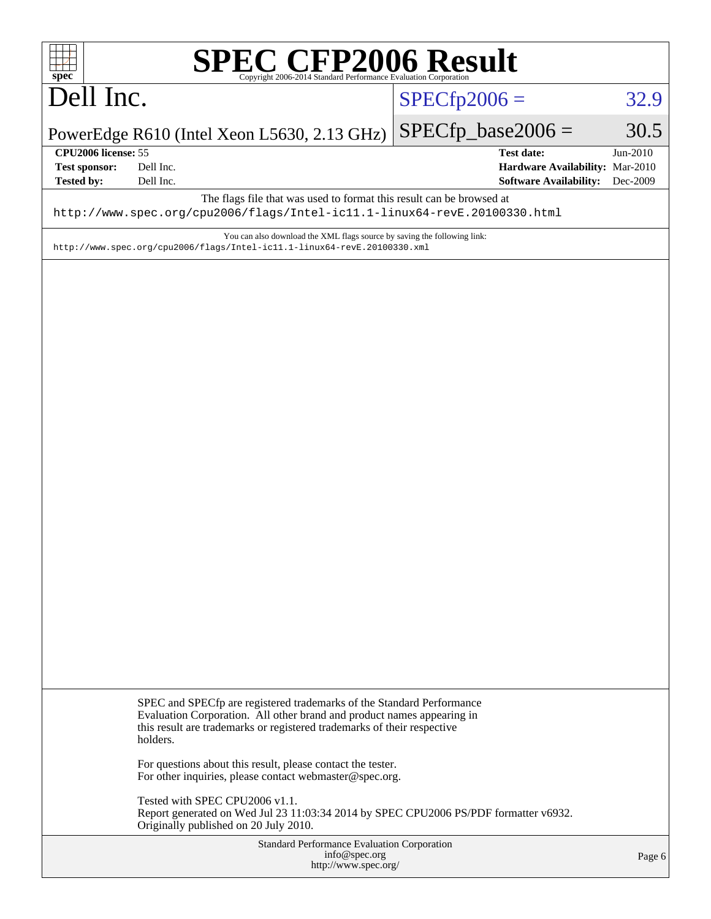# SPEC CFP2006 Result

Copyright 2006-2014 Standard Performance Evaluation Corporation

## Dell Inc.

PowerEdge R610 (Intel Xeon L5630, 2.13 GHz)

SPECfp2006 = 32.9

SPECfp_base2006 = 30.5

| | | | |
|---|---|---|---|
| **CPU2006 license:** | 55 | **Test date:** | Jun-2010 |
| **Test sponsor:** | Dell Inc. | **Hardware Availability:** | Mar-2010 |
| **Tested by:** | Dell Inc. | **Software Availability:** | Dec-2009 |

The flags file that was used to format this result can be browsed at
http://www.spec.org/cpu2006/flags/Intel-ic11.1-linux64-revE.20100330.html

You can also download the XML flags source by saving the following link:
http://www.spec.org/cpu2006/flags/Intel-ic11.1-linux64-revE.20100330.xml

SPEC and SPECfp are registered trademarks of the Standard Performance Evaluation Corporation. All other brand and product names appearing in this result are trademarks or registered trademarks of their respective holders.

For questions about this result, please contact the tester.
For other inquiries, please contact webmaster@spec.org.

Tested with SPEC CPU2006 v1.1.
Report generated on Wed Jul 23 11:03:34 2014 by SPEC CPU2006 PS/PDF formatter v6932.
Originally published on 20 July 2010.

Standard Performance Evaluation Corporation
info@spec.org
http://www.spec.org/